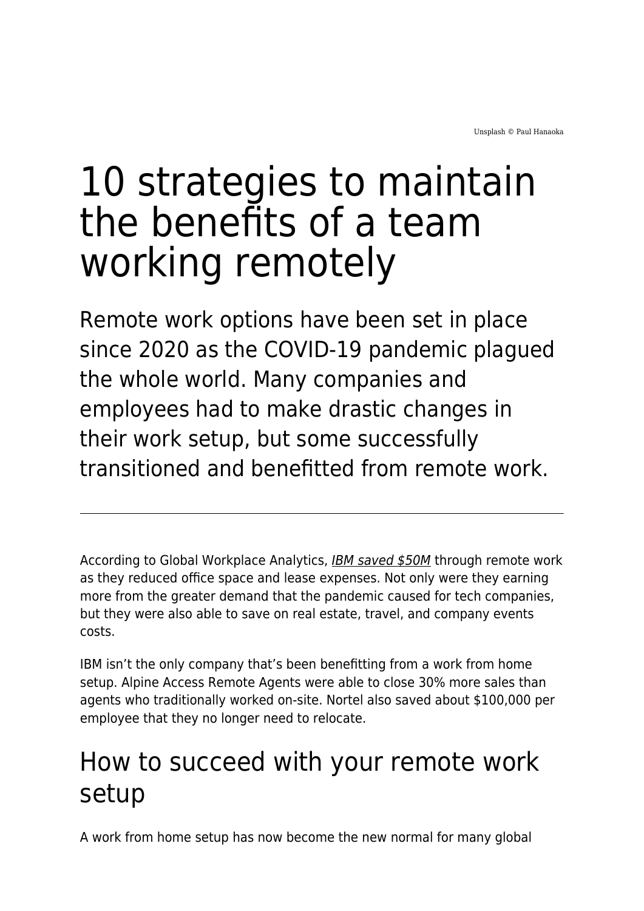Unsplash © Paul Hanaoka

# 10 strategies to maintain the benefits of a team working remotely

Remote work options have been set in place since 2020 as the COVID-19 pandemic plagued the whole world. Many companies and employees had to make drastic changes in their work setup, but some successfully transitioned and benefitted from remote work.

---

According to Global Workplace Analytics, *IBM saved $50M* through remote work as they reduced office space and lease expenses. Not only were they earning more from the greater demand that the pandemic caused for tech companies, but they were also able to save on real estate, travel, and company events costs.

IBM isn't the only company that's been benefitting from a work from home setup. Alpine Access Remote Agents were able to close 30% more sales than agents who traditionally worked on-site. Nortel also saved about $100,000 per employee that they no longer need to relocate.

## How to succeed with your remote work setup

A work from home setup has now become the new normal for many global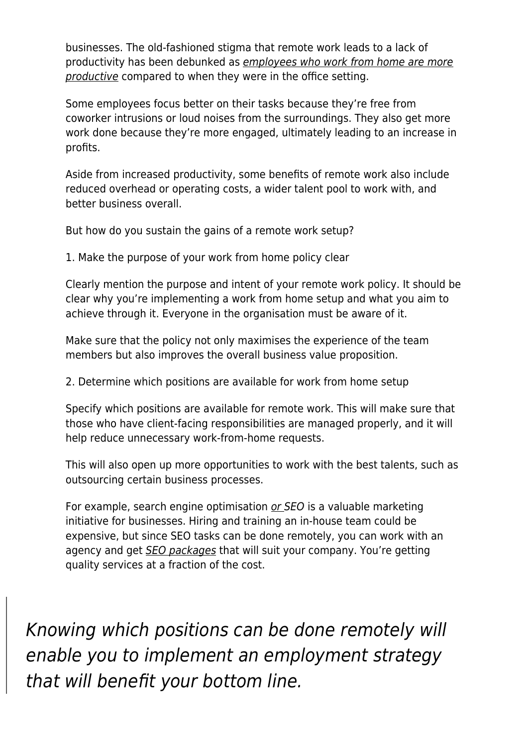businesses. The old-fashioned stigma that remote work leads to a lack of productivity has been debunked as *employees who work from home are more productive* compared to when they were in the office setting.

Some employees focus better on their tasks because they're free from coworker intrusions or loud noises from the surroundings. They also get more work done because they're more engaged, ultimately leading to an increase in profits.

Aside from increased productivity, some benefits of remote work also include reduced overhead or operating costs, a wider talent pool to work with, and better business overall.

But how do you sustain the gains of a remote work setup?

1. Make the purpose of your work from home policy clear

Clearly mention the purpose and intent of your remote work policy. It should be clear why you're implementing a work from home setup and what you aim to achieve through it. Everyone in the organisation must be aware of it.

Make sure that the policy not only maximises the experience of the team members but also improves the overall business value proposition.

2. Determine which positions are available for work from home setup

Specify which positions are available for remote work. This will make sure that those who have client-facing responsibilities are managed properly, and it will help reduce unnecessary work-from-home requests.

This will also open up more opportunities to work with the best talents, such as outsourcing certain business processes.

For example, search engine optimisation *or SEO* is a valuable marketing initiative for businesses. Hiring and training an in-house team could be expensive, but since SEO tasks can be done remotely, you can work with an agency and get *SEO packages* that will suit your company. You're getting quality services at a fraction of the cost.

> *Knowing which positions can be done remotely will enable you to implement an employment strategy that will benefit your bottom line.*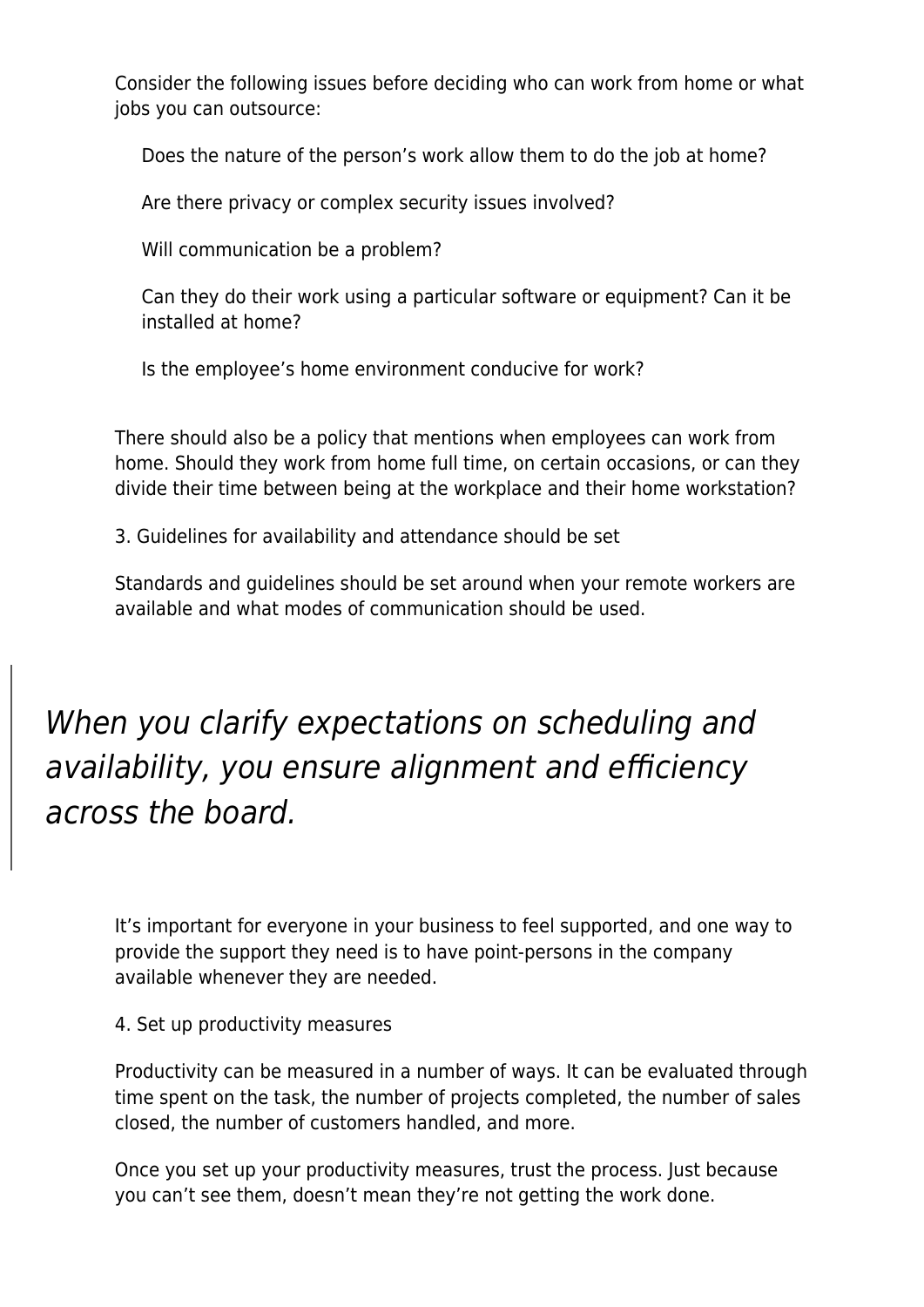Consider the following issues before deciding who can work from home or what jobs you can outsource:

- Does the nature of the person's work allow them to do the job at home?
- Are there privacy or complex security issues involved?
- Will communication be a problem?
- Can they do their work using a particular software or equipment? Can it be installed at home?
- Is the employee's home environment conducive for work?

There should also be a policy that mentions when employees can work from home. Should they work from home full time, on certain occasions, or can they divide their time between being at the workplace and their home workstation?

### 3. Guidelines for availability and attendance should be set

Standards and guidelines should be set around when your remote workers are available and what modes of communication should be used.

> *When you clarify expectations on scheduling and availability, you ensure alignment and efficiency across the board.*

It's important for everyone in your business to feel supported, and one way to provide the support they need is to have point-persons in the company available whenever they are needed.

### 4. Set up productivity measures

Productivity can be measured in a number of ways. It can be evaluated through time spent on the task, the number of projects completed, the number of sales closed, the number of customers handled, and more.

Once you set up your productivity measures, trust the process. Just because you can't see them, doesn't mean they're not getting the work done.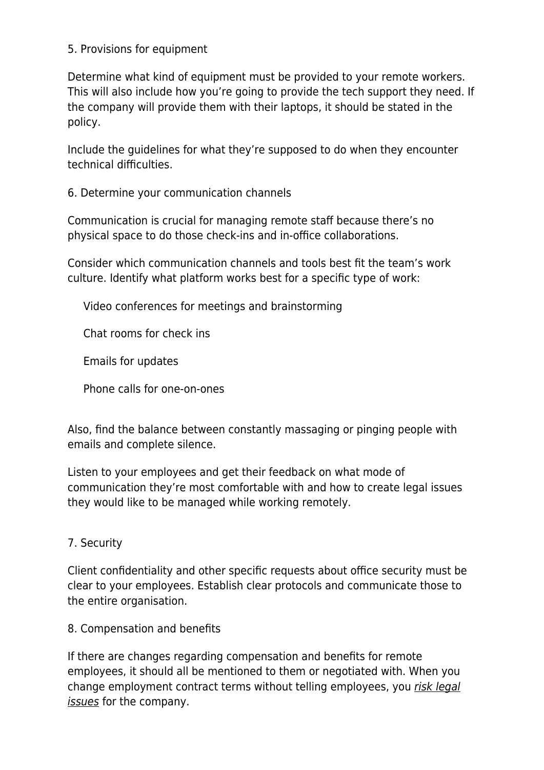5. Provisions for equipment

Determine what kind of equipment must be provided to your remote workers. This will also include how you're going to provide the tech support they need. If the company will provide them with their laptops, it should be stated in the policy.

Include the guidelines for what they're supposed to do when they encounter technical difficulties.

6. Determine your communication channels

Communication is crucial for managing remote staff because there's no physical space to do those check-ins and in-office collaborations.

Consider which communication channels and tools best fit the team's work culture. Identify what platform works best for a specific type of work:

- Video conferences for meetings and brainstorming
- Chat rooms for check ins
- Emails for updates
- Phone calls for one-on-ones

Also, find the balance between constantly massaging or pinging people with emails and complete silence.

Listen to your employees and get their feedback on what mode of communication they're most comfortable with and how to create legal issues they would like to be managed while working remotely.

7. Security

Client confidentiality and other specific requests about office security must be clear to your employees. Establish clear protocols and communicate those to the entire organisation.

8. Compensation and benefits

If there are changes regarding compensation and benefits for remote employees, it should all be mentioned to them or negotiated with. When you change employment contract terms without telling employees, you *risk legal issues* for the company.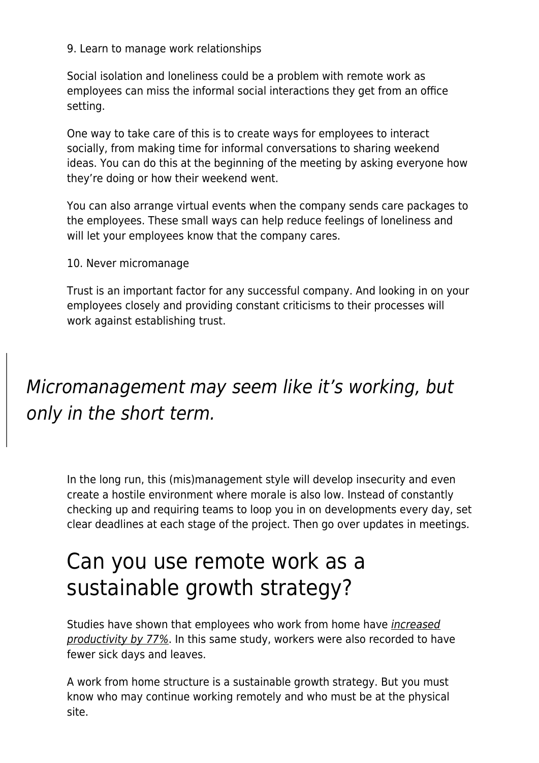9. Learn to manage work relationships

Social isolation and loneliness could be a problem with remote work as employees can miss the informal social interactions they get from an office setting.

One way to take care of this is to create ways for employees to interact socially, from making time for informal conversations to sharing weekend ideas. You can do this at the beginning of the meeting by asking everyone how they're doing or how their weekend went.

You can also arrange virtual events when the company sends care packages to the employees. These small ways can help reduce feelings of loneliness and will let your employees know that the company cares.

10. Never micromanage

Trust is an important factor for any successful company. And looking in on your employees closely and providing constant criticisms to their processes will work against establishing trust.

> *Micromanagement may seem like it's working, but only in the short term.*

In the long run, this (mis)management style will develop insecurity and even create a hostile environment where morale is also low. Instead of constantly checking up and requiring teams to loop you in on developments every day, set clear deadlines at each stage of the project. Then go over updates in meetings.

# Can you use remote work as a sustainable growth strategy?

Studies have shown that employees who work from home have *increased productivity by 77%*. In this same study, workers were also recorded to have fewer sick days and leaves.

A work from home structure is a sustainable growth strategy. But you must know who may continue working remotely and who must be at the physical site.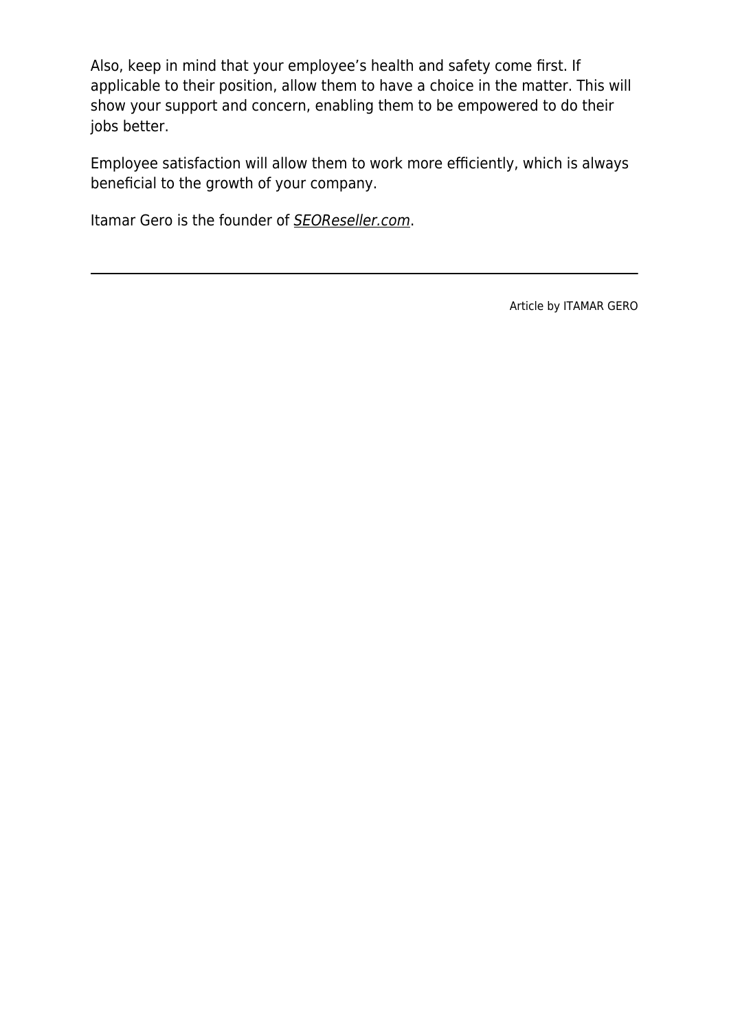Also, keep in mind that your employee's health and safety come first. If applicable to their position, allow them to have a choice in the matter. This will show your support and concern, enabling them to be empowered to do their jobs better.

Employee satisfaction will allow them to work more efficiently, which is always beneficial to the growth of your company.

Itamar Gero is the founder of *SEOReseller.com*.

---

Article by ITAMAR GERO